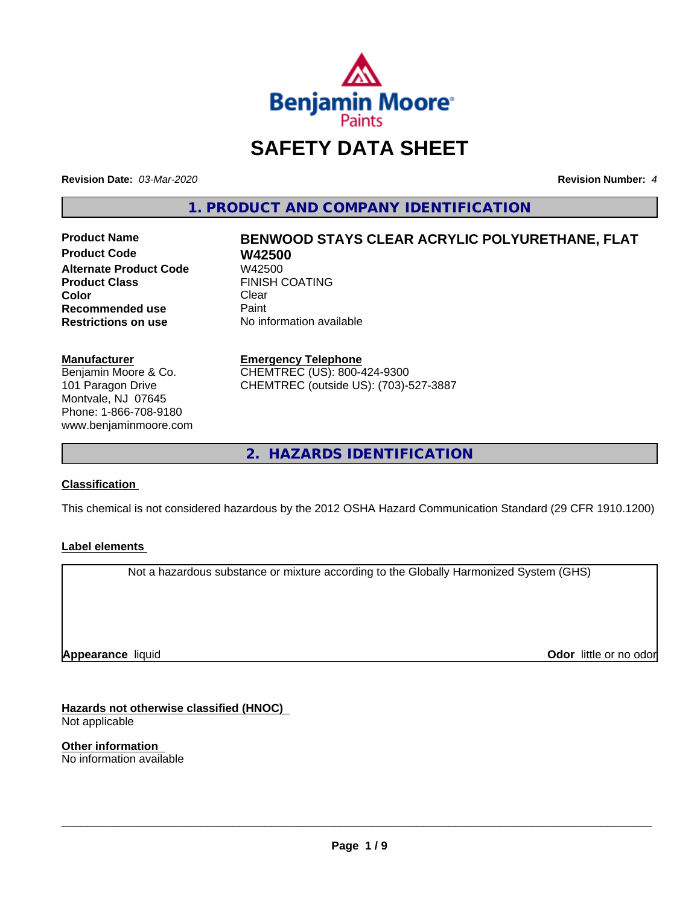# SAFETY DATA SHEET

**Revision Date:** *03-Mar-2020* **Revision Number:** *4*

## 1. PRODUCT AND COMPANY IDENTIFICATION

| | |
|---|---|
| **Product Name** | **BENWOOD STAYS CLEAR ACRYLIC POLYURETHANE, FLAT** |
| **Product Code** | **W42500** |
| **Alternate Product Code** | W42500 |
| **Product Class** | FINISH COATING |
| **Color** | Clear |
| **Recommended use** | Paint |
| **Restrictions on use** | No information available |

**Manufacturer**
Benjamin Moore & Co.
101 Paragon Drive
Montvale, NJ 07645
Phone: 1-866-708-9180
www.benjaminmoore.com

**Emergency Telephone**
CHEMTREC (US): 800-424-9300
CHEMTREC (outside US): (703)-527-3887

## 2. HAZARDS IDENTIFICATION

**Classification**

This chemical is not considered hazardous by the 2012 OSHA Hazard Communication Standard (29 CFR 1910.1200)

**Label elements**

Not a hazardous substance or mixture according to the Globally Harmonized System (GHS)

**Appearance** liquid **Odor** little or no odor

**Hazards not otherwise classified (HNOC)**
Not applicable

**Other information**
No information available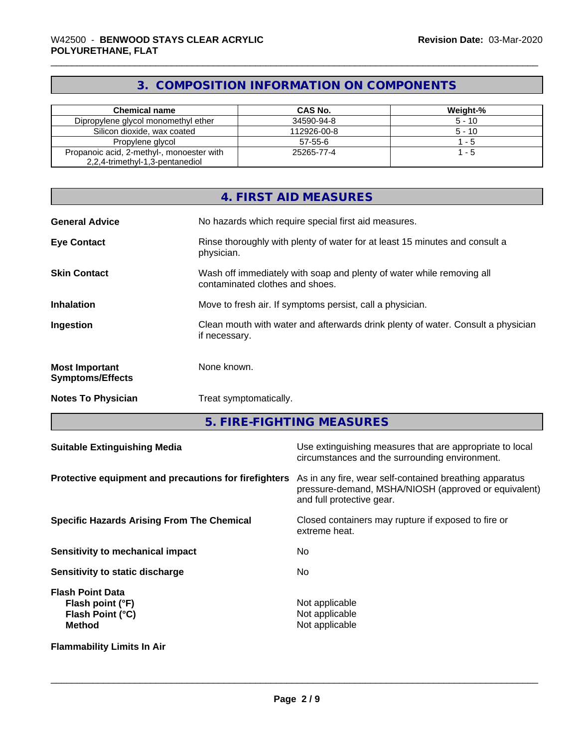## 3. COMPOSITION INFORMATION ON COMPONENTS

| Chemical name | CAS No. | Weight-% |
|---|---|---|
| Dipropylene glycol monomethyl ether | 34590-94-8 | 5 - 10 |
| Silicon dioxide, wax coated | 112926-00-8 | 5 - 10 |
| Propylene glycol | 57-55-6 | 1 - 5 |
| Propanoic acid, 2-methyl-, monoester with 2,2,4-trimethyl-1,3-pentanediol | 25265-77-4 | 1 - 5 |

## 4. FIRST AID MEASURES

**General Advice** No hazards which require special first aid measures.

**Eye Contact** Rinse thoroughly with plenty of water for at least 15 minutes and consult a physician.

**Skin Contact** Wash off immediately with soap and plenty of water while removing all contaminated clothes and shoes.

**Inhalation** Move to fresh air. If symptoms persist, call a physician.

**Ingestion** Clean mouth with water and afterwards drink plenty of water. Consult a physician if necessary.

**Most Important Symptoms/Effects** None known.

**Notes To Physician** Treat symptomatically.

## 5. FIRE-FIGHTING MEASURES

**Suitable Extinguishing Media** Use extinguishing measures that are appropriate to local circumstances and the surrounding environment.

**Protective equipment and precautions for firefighters** As in any fire, wear self-contained breathing apparatus pressure-demand, MSHA/NIOSH (approved or equivalent) and full protective gear.

**Specific Hazards Arising From The Chemical** Closed containers may rupture if exposed to fire or extreme heat.

**Sensitivity to mechanical impact** No

**Sensitivity to static discharge** No

**Flash Point Data**
- **Flash point (°F)** Not applicable
- **Flash Point (°C)** Not applicable
- **Method** Not applicable

**Flammability Limits In Air**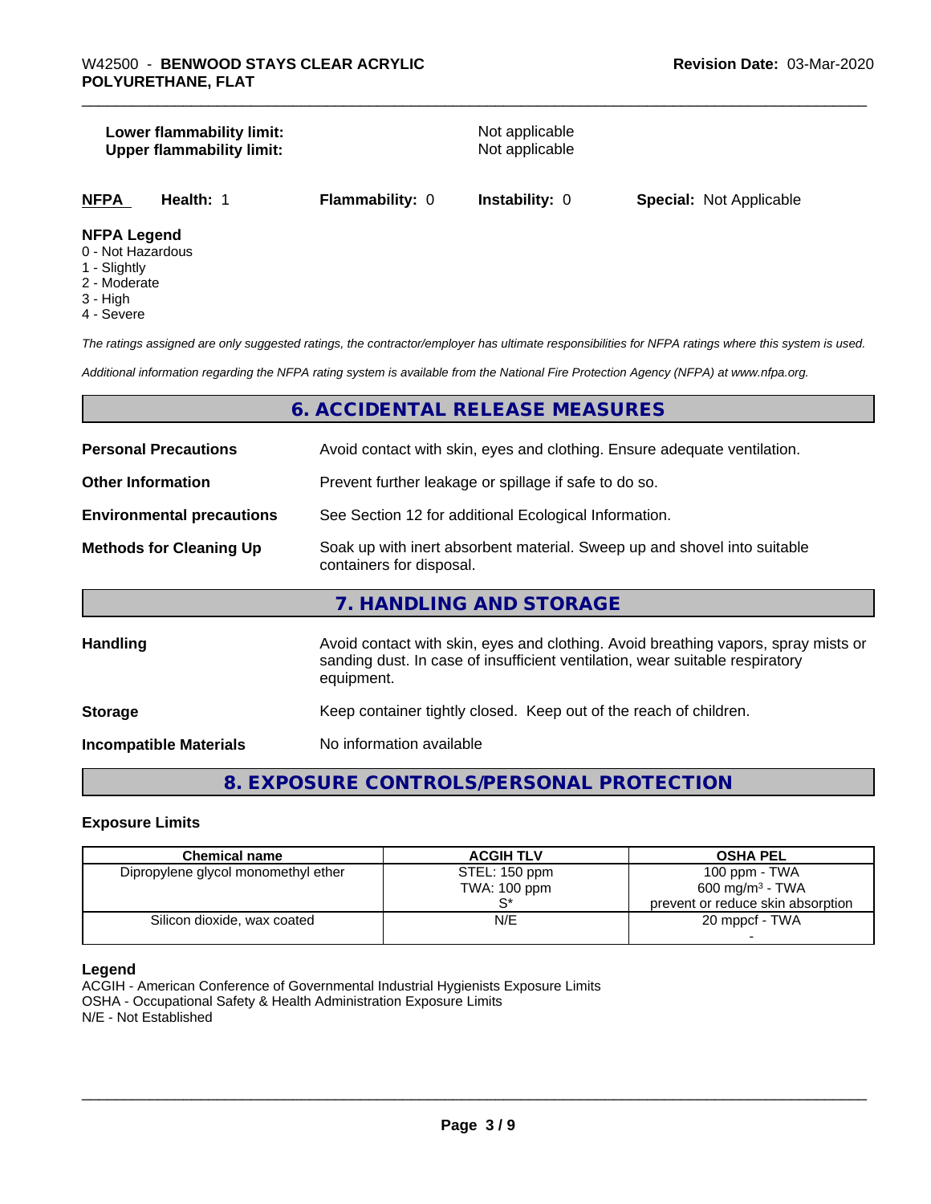**Lower flammability limit:** Not applicable
**Upper flammability limit:** Not applicable

| NFPA | Health: 1 | Flammability: 0 | Instability: 0 | Special: Not Applicable |
|---|---|---|---|---|

**NFPA Legend**

- 0 - Not Hazardous
- 1 - Slightly
- 2 - Moderate
- 3 - High
- 4 - Severe

*The ratings assigned are only suggested ratings, the contractor/employer has ultimate responsibilities for NFPA ratings where this system is used.*

*Additional information regarding the NFPA rating system is available from the National Fire Protection Agency (NFPA) at www.nfpa.org.*

## 6. ACCIDENTAL RELEASE MEASURES

**Personal Precautions** Avoid contact with skin, eyes and clothing. Ensure adequate ventilation.

**Other Information** Prevent further leakage or spillage if safe to do so.

**Environmental precautions** See Section 12 for additional Ecological Information.

**Methods for Cleaning Up** Soak up with inert absorbent material. Sweep up and shovel into suitable containers for disposal.

## 7. HANDLING AND STORAGE

**Handling** Avoid contact with skin, eyes and clothing. Avoid breathing vapors, spray mists or sanding dust. In case of insufficient ventilation, wear suitable respiratory equipment.

**Storage** Keep container tightly closed. Keep out of the reach of children.

**Incompatible Materials** No information available

## 8. EXPOSURE CONTROLS/PERSONAL PROTECTION

### Exposure Limits

| Chemical name | ACGIH TLV | OSHA PEL |
|---|---|---|
| Dipropylene glycol monomethyl ether | STEL: 150 ppm<br>TWA: 100 ppm<br>S* | 100 ppm - TWA<br>600 mg/m³ - TWA<br>prevent or reduce skin absorption |
| Silicon dioxide, wax coated | N/E | 20 mppcf - TWA<br>- |

**Legend**

ACGIH - American Conference of Governmental Industrial Hygienists Exposure Limits
OSHA - Occupational Safety & Health Administration Exposure Limits
N/E - Not Established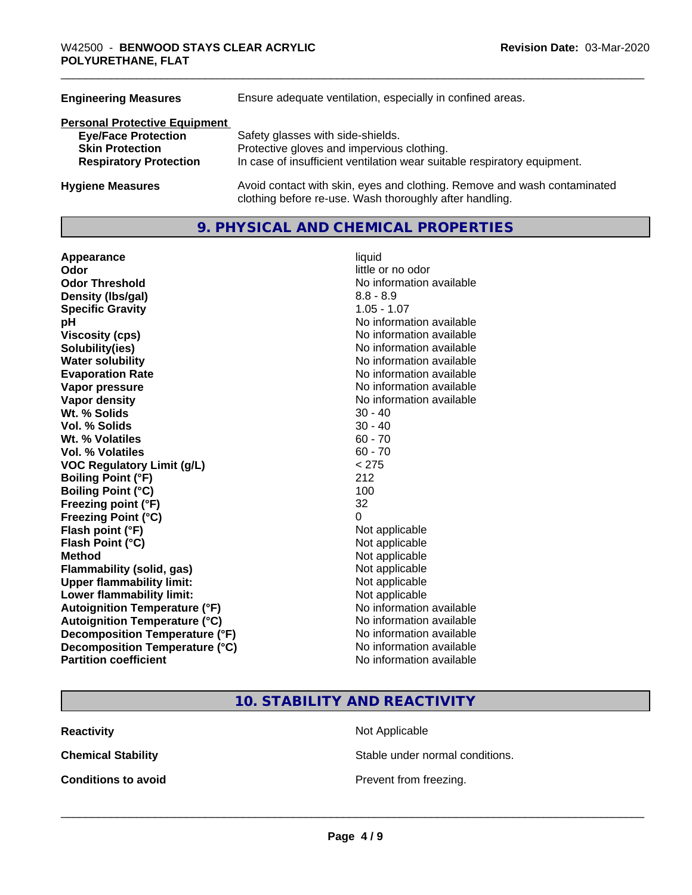| | |
|---|---|
| **Engineering Measures** | Ensure adequate ventilation, especially in confined areas. |

**Personal Protective Equipment**

| | |
|---|---|
| **Eye/Face Protection** | Safety glasses with side-shields. |
| **Skin Protection** | Protective gloves and impervious clothing. |
| **Respiratory Protection** | In case of insufficient ventilation wear suitable respiratory equipment. |
| **Hygiene Measures** | Avoid contact with skin, eyes and clothing. Remove and wash contaminated clothing before re-use. Wash thoroughly after handling. |

## 9. PHYSICAL AND CHEMICAL PROPERTIES

| | |
|---|---|
| **Appearance** | liquid |
| **Odor** | little or no odor |
| **Odor Threshold** | No information available |
| **Density (lbs/gal)** | 8.8 - 8.9 |
| **Specific Gravity** | 1.05 - 1.07 |
| **pH** | No information available |
| **Viscosity (cps)** | No information available |
| **Solubility(ies)** | No information available |
| **Water solubility** | No information available |
| **Evaporation Rate** | No information available |
| **Vapor pressure** | No information available |
| **Vapor density** | No information available |
| **Wt. % Solids** | 30 - 40 |
| **Vol. % Solids** | 30 - 40 |
| **Wt. % Volatiles** | 60 - 70 |
| **Vol. % Volatiles** | 60 - 70 |
| **VOC Regulatory Limit (g/L)** | < 275 |
| **Boiling Point (°F)** | 212 |
| **Boiling Point (°C)** | 100 |
| **Freezing point (°F)** | 32 |
| **Freezing Point (°C)** | 0 |
| **Flash point (°F)** | Not applicable |
| **Flash Point (°C)** | Not applicable |
| **Method** | Not applicable |
| **Flammability (solid, gas)** | Not applicable |
| **Upper flammability limit:** | Not applicable |
| **Lower flammability limit:** | Not applicable |
| **Autoignition Temperature (°F)** | No information available |
| **Autoignition Temperature (°C)** | No information available |
| **Decomposition Temperature (°F)** | No information available |
| **Decomposition Temperature (°C)** | No information available |
| **Partition coefficient** | No information available |

## 10. STABILITY AND REACTIVITY

| | |
|---|---|
| **Reactivity** | Not Applicable |
| **Chemical Stability** | Stable under normal conditions. |
| **Conditions to avoid** | Prevent from freezing. |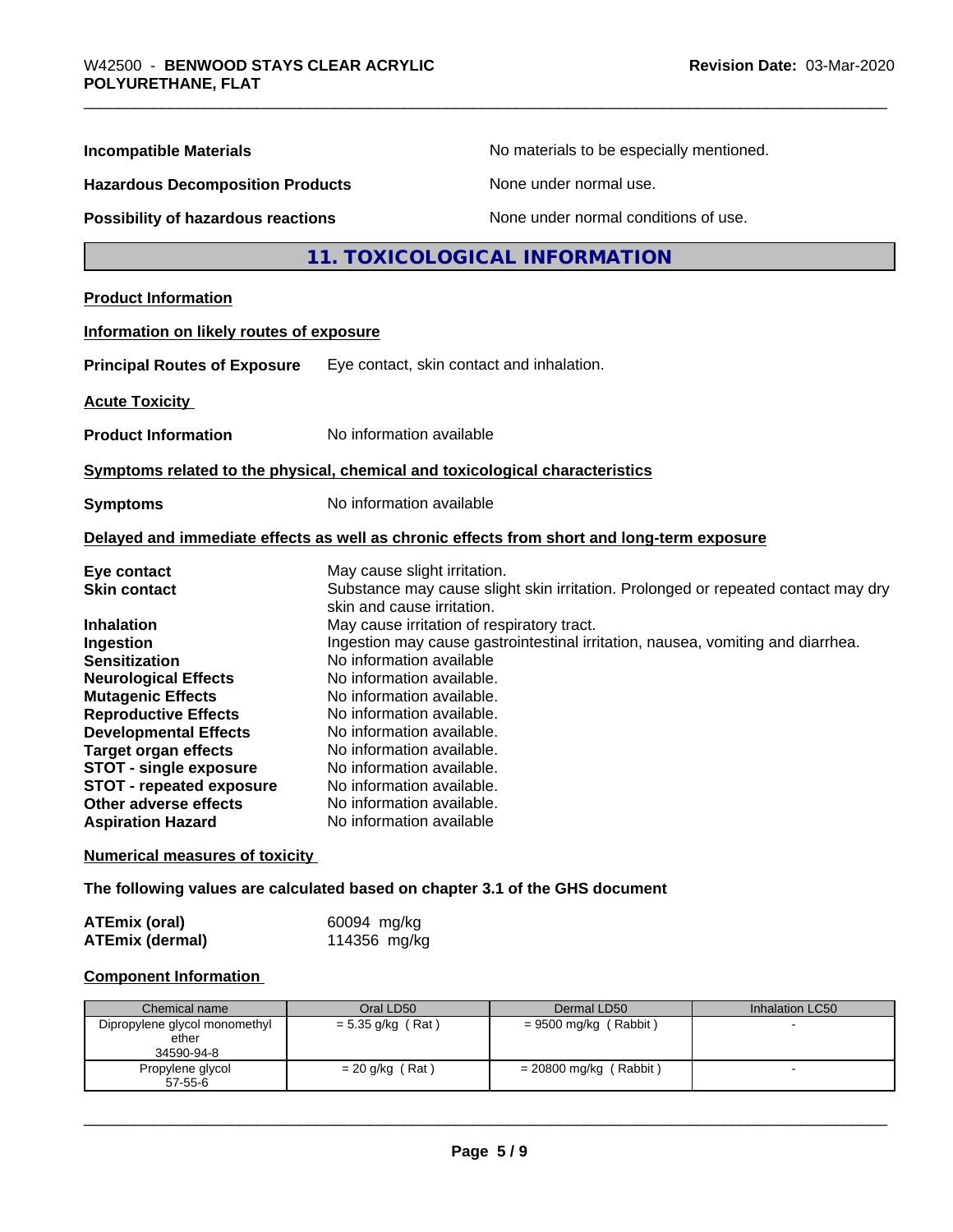**Incompatible Materials** No materials to be especially mentioned.

**Hazardous Decomposition Products** None under normal use.

**Possibility of hazardous reactions** None under normal conditions of use.

## 11. TOXICOLOGICAL INFORMATION

**Product Information**

**Information on likely routes of exposure**

**Principal Routes of Exposure** Eye contact, skin contact and inhalation.

**Acute Toxicity**

**Product Information** No information available

**Symptoms related to the physical, chemical and toxicological characteristics**

**Symptoms** No information available

**Delayed and immediate effects as well as chronic effects from short and long-term exposure**

**Eye contact** May cause slight irritation.
**Skin contact** Substance may cause slight skin irritation. Prolonged or repeated contact may dry skin and cause irritation.
**Inhalation** May cause irritation of respiratory tract.
**Ingestion** Ingestion may cause gastrointestinal irritation, nausea, vomiting and diarrhea.
**Sensitization** No information available
**Neurological Effects** No information available.
**Mutagenic Effects** No information available.
**Reproductive Effects** No information available.
**Developmental Effects** No information available.
**Target organ effects** No information available.
**STOT - single exposure** No information available.
**STOT - repeated exposure** No information available.
**Other adverse effects** No information available.
**Aspiration Hazard** No information available

**Numerical measures of toxicity**

**The following values are calculated based on chapter 3.1 of the GHS document**

**ATEmix (oral)** 60094 mg/kg
**ATEmix (dermal)** 114356 mg/kg

**Component Information**

| Chemical name | Oral LD50 | Dermal LD50 | Inhalation LC50 |
|---|---|---|---|
| Dipropylene glycol monomethyl ether<br>34590-94-8 | = 5.35 g/kg ( Rat ) | = 9500 mg/kg ( Rabbit ) | - |
| Propylene glycol<br>57-55-6 | = 20 g/kg ( Rat ) | = 20800 mg/kg ( Rabbit ) | - |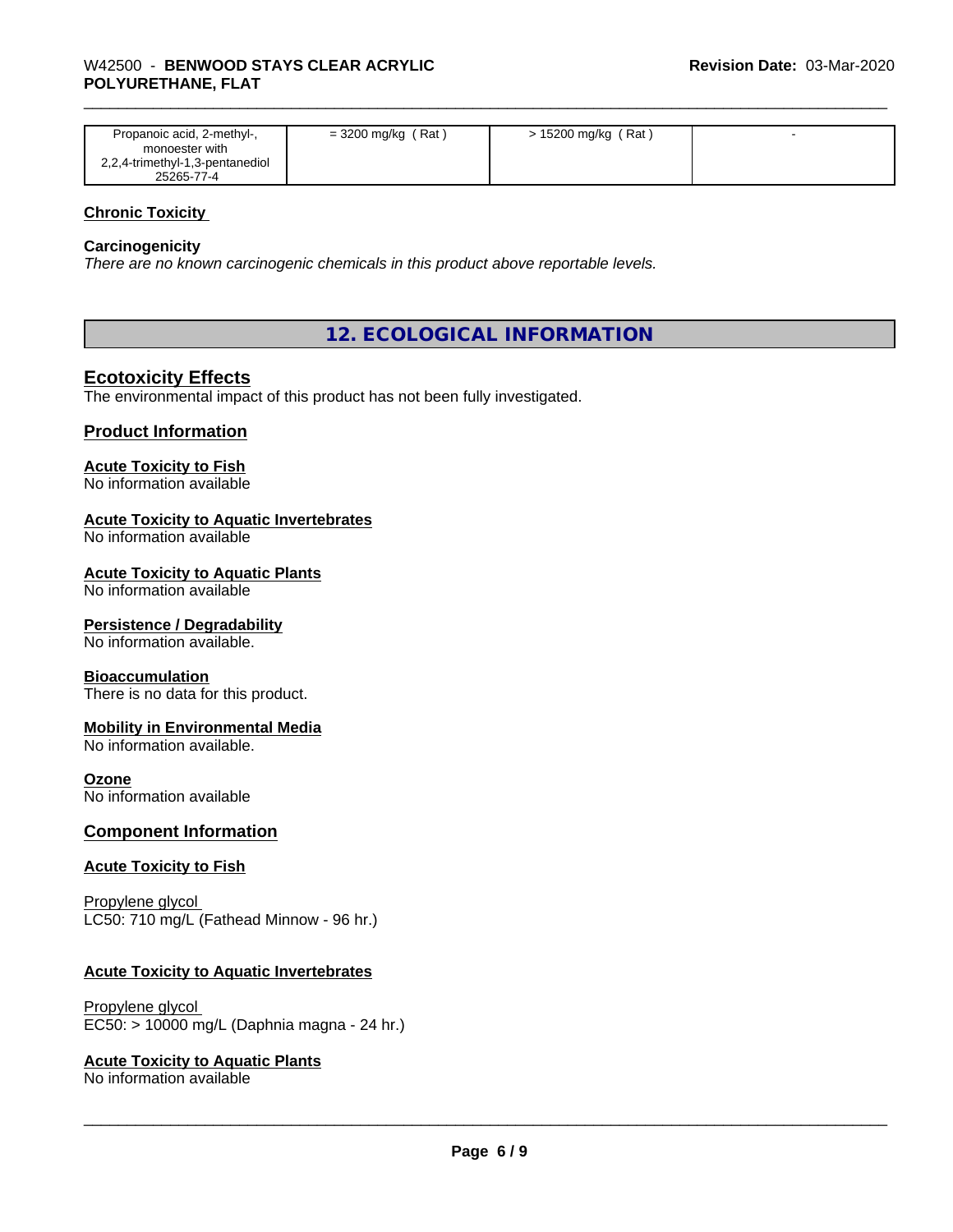| Propanoic acid, 2-methyl-, monoester with 2,2,4-trimethyl-1,3-pentanediol 25265-77-4 | = 3200 mg/kg ( Rat ) | > 15200 mg/kg ( Rat ) | - |
|---|---|---|---|

**Chronic Toxicity**

**Carcinogenicity**

*There are no known carcinogenic chemicals in this product above reportable levels.*

## 12. ECOLOGICAL INFORMATION

### Ecotoxicity Effects

The environmental impact of this product has not been fully investigated.

### Product Information

**Acute Toxicity to Fish**

No information available

**Acute Toxicity to Aquatic Invertebrates**

No information available

**Acute Toxicity to Aquatic Plants**

No information available

**Persistence / Degradability**

No information available.

**Bioaccumulation**

There is no data for this product.

**Mobility in Environmental Media**

No information available.

**Ozone**

No information available

### Component Information

**Acute Toxicity to Fish**

Propylene glycol

LC50: 710 mg/L (Fathead Minnow - 96 hr.)

**Acute Toxicity to Aquatic Invertebrates**

Propylene glycol

EC50: > 10000 mg/L (Daphnia magna - 24 hr.)

**Acute Toxicity to Aquatic Plants**

No information available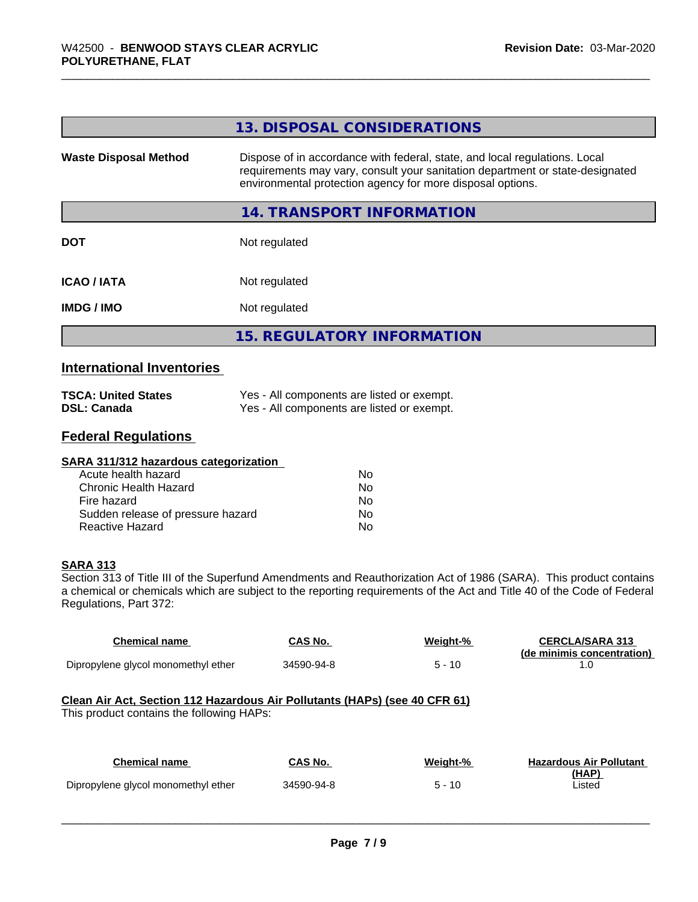## 13. DISPOSAL CONSIDERATIONS

| | |
|---|---|
| **Waste Disposal Method** | Dispose of in accordance with federal, state, and local regulations. Local requirements may vary, consult your sanitation department or state-designated environmental protection agency for more disposal options. |

## 14. TRANSPORT INFORMATION

| | |
|---|---|
| **DOT** | Not regulated |
| **ICAO / IATA** | Not regulated |
| **IMDG / IMO** | Not regulated |

## 15. REGULATORY INFORMATION

### International Inventories

| | |
|---|---|
| **TSCA: United States** | Yes - All components are listed or exempt. |
| **DSL: Canada** | Yes - All components are listed or exempt. |

### Federal Regulations

**SARA 311/312 hazardous categorization**

| | |
|---|---|
| Acute health hazard | No |
| Chronic Health Hazard | No |
| Fire hazard | No |
| Sudden release of pressure hazard | No |
| Reactive Hazard | No |

**SARA 313**

Section 313 of Title III of the Superfund Amendments and Reauthorization Act of 1986 (SARA). This product contains a chemical or chemicals which are subject to the reporting requirements of the Act and Title 40 of the Code of Federal Regulations, Part 372:

| Chemical name | CAS No. | Weight-% | CERCLA/SARA 313 (de minimis concentration) |
|---|---|---|---|
| Dipropylene glycol monomethyl ether | 34590-94-8 | 5 - 10 | 1.0 |

**Clean Air Act, Section 112 Hazardous Air Pollutants (HAPs) (see 40 CFR 61)**

This product contains the following HAPs:

| Chemical name | CAS No. | Weight-% | Hazardous Air Pollutant (HAP) |
|---|---|---|---|
| Dipropylene glycol monomethyl ether | 34590-94-8 | 5 - 10 | Listed |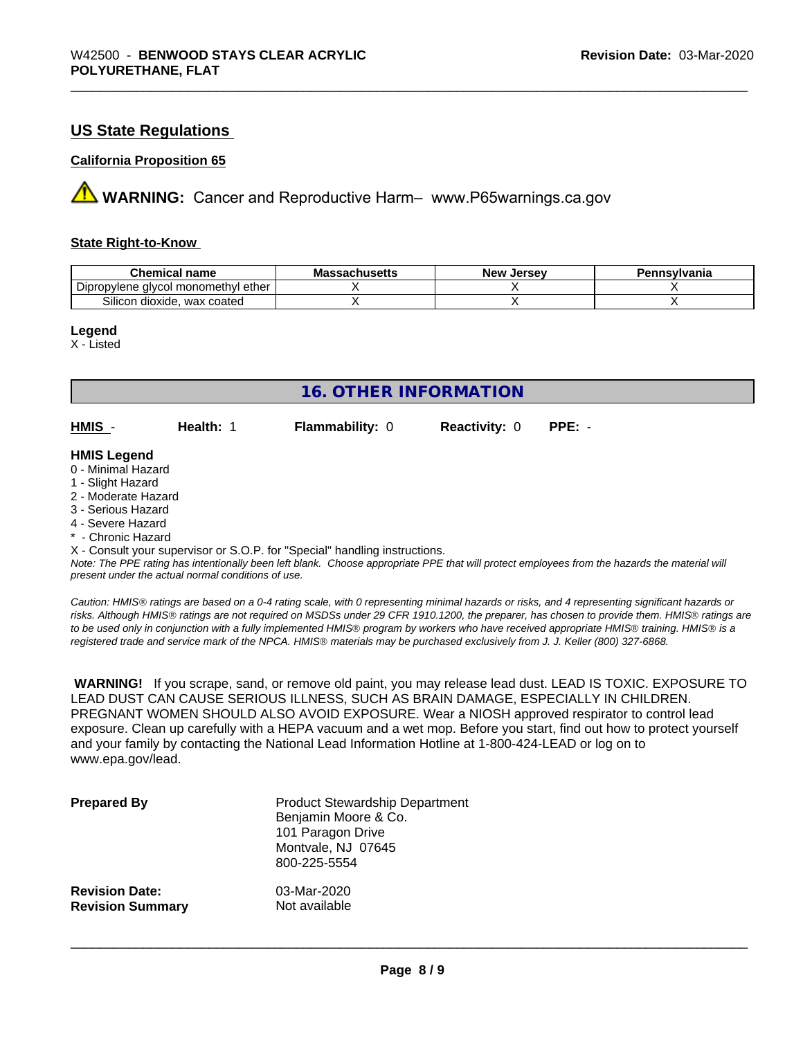## US State Regulations

### California Proposition 65

**WARNING:** Cancer and Reproductive Harm– www.P65warnings.ca.gov

### State Right-to-Know

| Chemical name | Massachusetts | New Jersey | Pennsylvania |
|---|---|---|---|
| Dipropylene glycol monomethyl ether | X | X | X |
| Silicon dioxide, wax coated | X | X | X |

**Legend**

X - Listed

## 16. OTHER INFORMATION

**HMIS** - **Health:** 1 **Flammability:** 0 **Reactivity:** 0 **PPE:** -

**HMIS Legend**

0 - Minimal Hazard
1 - Slight Hazard
2 - Moderate Hazard
3 - Serious Hazard
4 - Severe Hazard
* - Chronic Hazard
X - Consult your supervisor or S.O.P. for "Special" handling instructions.

*Note: The PPE rating has intentionally been left blank. Choose appropriate PPE that will protect employees from the hazards the material will present under the actual normal conditions of use.*

*Caution: HMIS® ratings are based on a 0-4 rating scale, with 0 representing minimal hazards or risks, and 4 representing significant hazards or risks. Although HMIS® ratings are not required on MSDSs under 29 CFR 1910.1200, the preparer, has chosen to provide them. HMIS® ratings are to be used only in conjunction with a fully implemented HMIS® program by workers who have received appropriate HMIS® training. HMIS® is a registered trade and service mark of the NPCA. HMIS® materials may be purchased exclusively from J. J. Keller (800) 327-6868.*

**WARNING!** If you scrape, sand, or remove old paint, you may release lead dust. LEAD IS TOXIC. EXPOSURE TO LEAD DUST CAN CAUSE SERIOUS ILLNESS, SUCH AS BRAIN DAMAGE, ESPECIALLY IN CHILDREN. PREGNANT WOMEN SHOULD ALSO AVOID EXPOSURE. Wear a NIOSH approved respirator to control lead exposure. Clean up carefully with a HEPA vacuum and a wet mop. Before you start, find out how to protect yourself and your family by contacting the National Lead Information Hotline at 1-800-424-LEAD or log on to www.epa.gov/lead.

**Prepared By**

Product Stewardship Department
Benjamin Moore & Co.
101 Paragon Drive
Montvale, NJ 07645
800-225-5554

**Revision Date:** 03-Mar-2020
**Revision Summary** Not available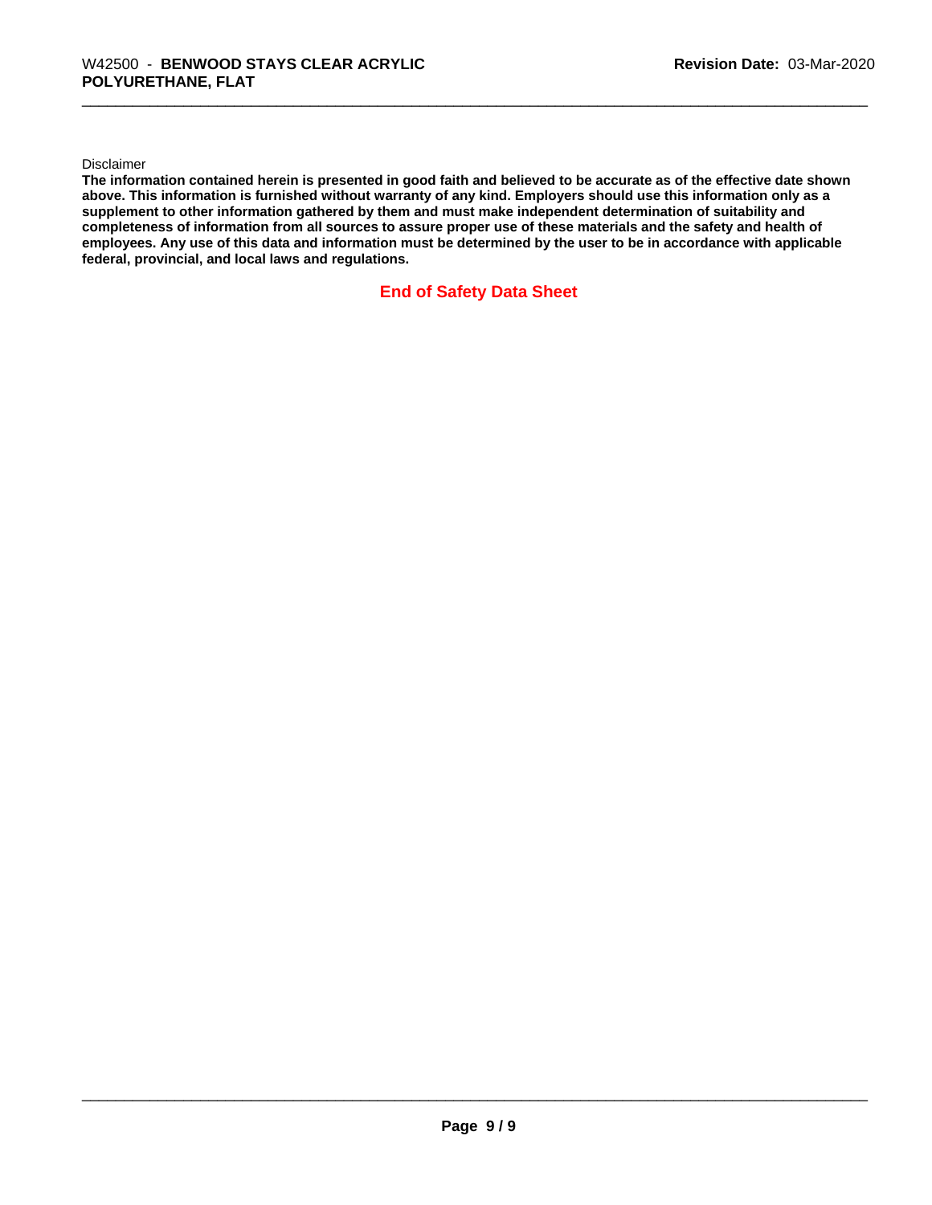Disclaimer

**The information contained herein is presented in good faith and believed to be accurate as of the effective date shown above. This information is furnished without warranty of any kind. Employers should use this information only as a supplement to other information gathered by them and must make independent determination of suitability and completeness of information from all sources to assure proper use of these materials and the safety and health of employees. Any use of this data and information must be determined by the user to be in accordance with applicable federal, provincial, and local laws and regulations.**

**End of Safety Data Sheet**